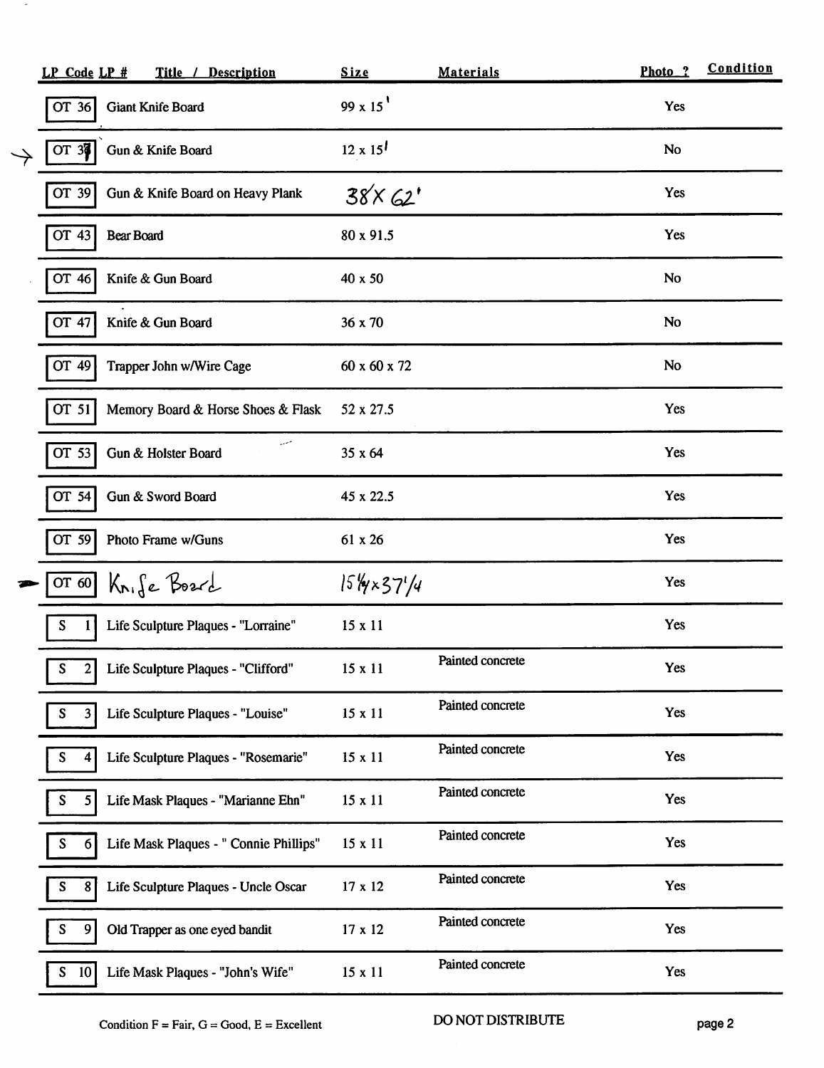| LP Code | LP # | Title / Description | Size | Materials | Photo ? | Condition |
|---|---|---|---|---|---|---|
| OT | 36 | Giant Knife Board | 99 x 15' | | Yes | |
| OT | 37 | Gun & Knife Board | 12 x 15' | | No | |
| OT | 39 | Gun & Knife Board on Heavy Plank | 38 X 62' | | Yes | |
| OT | 43 | Bear Board | 80 x 91.5 | | Yes | |
| OT | 46 | Knife & Gun Board | 40 x 50 | | No | |
| OT | 47 | Knife & Gun Board | 36 x 70 | | No | |
| OT | 49 | Trapper John w/Wire Cage | 60 x 60 x 72 | | No | |
| OT | 51 | Memory Board & Horse Shoes & Flask | 52 x 27.5 | | Yes | |
| OT | 53 | Gun & Holster Board | 35 x 64 | | Yes | |
| OT | 54 | Gun & Sword Board | 45 x 22.5 | | Yes | |
| OT | 59 | Photo Frame w/Guns | 61 x 26 | | Yes | |
| OT | 60 | Knife Board | 15 1/4 x 37 1/4 | | Yes | |
| S | 1 | Life Sculpture Plaques - "Lorraine" | 15 x 11 | | Yes | |
| S | 2 | Life Sculpture Plaques - "Clifford" | 15 x 11 | Painted concrete | Yes | |
| S | 3 | Life Sculpture Plaques - "Louise" | 15 x 11 | Painted concrete | Yes | |
| S | 4 | Life Sculpture Plaques - "Rosemarie" | 15 x 11 | Painted concrete | Yes | |
| S | 5 | Life Mask Plaques - "Marianne Ehn" | 15 x 11 | Painted concrete | Yes | |
| S | 6 | Life Mask Plaques - " Connie Phillips" | 15 x 11 | Painted concrete | Yes | |
| S | 8 | Life Sculpture Plaques - Uncle Oscar | 17 x 12 | Painted concrete | Yes | |
| S | 9 | Old Trapper as one eyed bandit | 17 x 12 | Painted concrete | Yes | |
| S | 10 | Life Mask Plaques - "John's Wife" | 15 x 11 | Painted concrete | Yes | |

Condition F = Fair, G = Good, E = Excellent

DO NOT DISTRIBUTE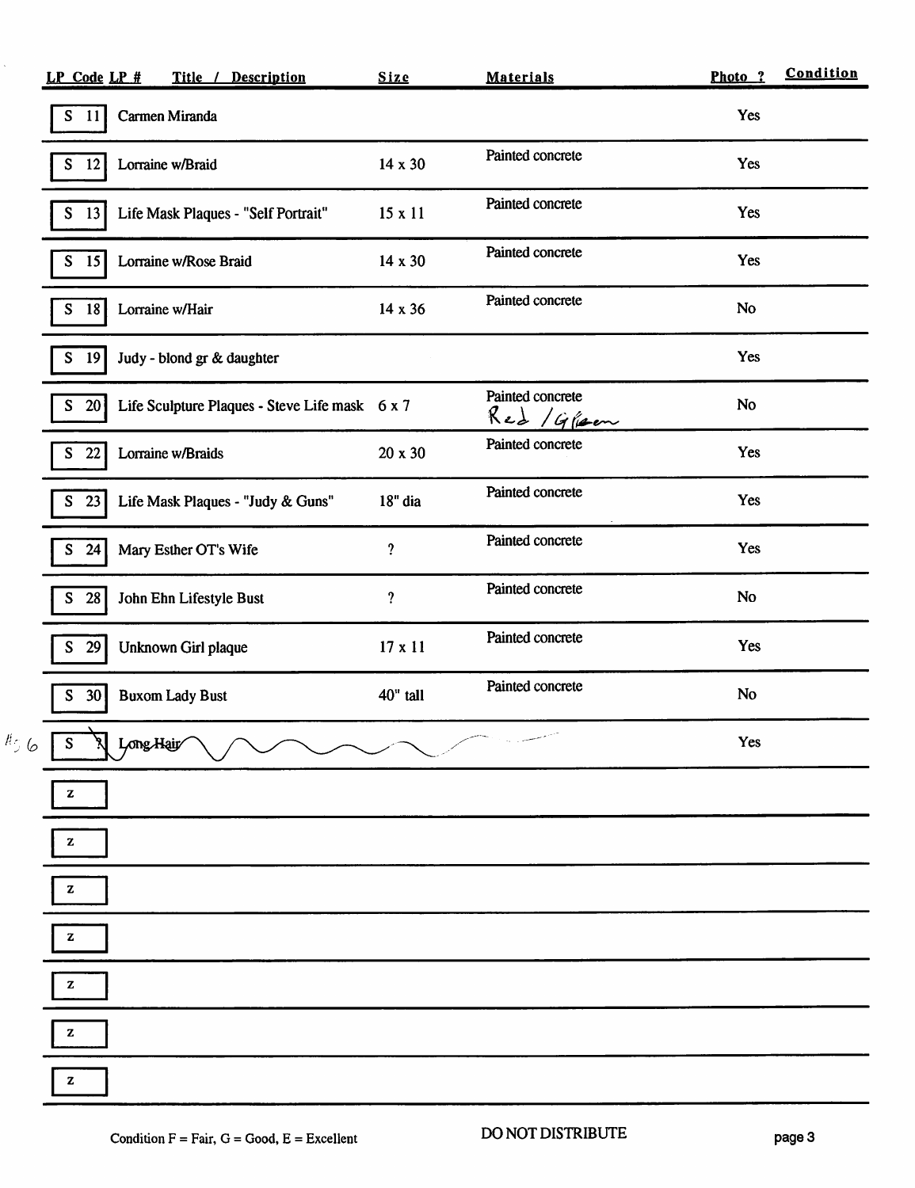| LP Code | LP # | Title / Description | Size | Materials | Photo ? | Condition |
|---|---|---|---|---|---|---|
| S | 11 | Carmen Miranda | | | Yes | |
| S | 12 | Lorraine w/Braid | 14 x 30 | Painted concrete | Yes | |
| S | 13 | Life Mask Plaques - "Self Portrait" | 15 x 11 | Painted concrete | Yes | |
| S | 15 | Lorraine w/Rose Braid | 14 x 30 | Painted concrete | Yes | |
| S | 18 | Lorraine w/Hair | 14 x 36 | Painted concrete | No | |
| S | 19 | Judy - blond gr & daughter | | | Yes | |
| S | 20 | Life Sculpture Plaques - Steve Life mask | 6 x 7 | Painted concrete Red / Green | No | |
| S | 22 | Lorraine w/Braids | 20 x 30 | Painted concrete | Yes | |
| S | 23 | Life Mask Plaques - "Judy & Guns" | 18" dia | Painted concrete | Yes | |
| S | 24 | Mary Esther OT's Wife | ? | Painted concrete | Yes | |
| S | 28 | John Ehn Lifestyle Bust | ? | Painted concrete | No | |
| S | 29 | Unknown Girl plaque | 17 x 11 | Painted concrete | Yes | |
| S | 30 | Buxom Lady Bust | 40" tall | Painted concrete | No | |
| S | ~~?~~ #56 | ~~Long Hair~~ | | | Yes | |
| z | | | | | | |
| z | | | | | | |
| z | | | | | | |
| z | | | | | | |
| z | | | | | | |
| z | | | | | | |
| z | | | | | | |

Condition F = Fair, G = Good, E = Excellent

DO NOT DISTRIBUTE